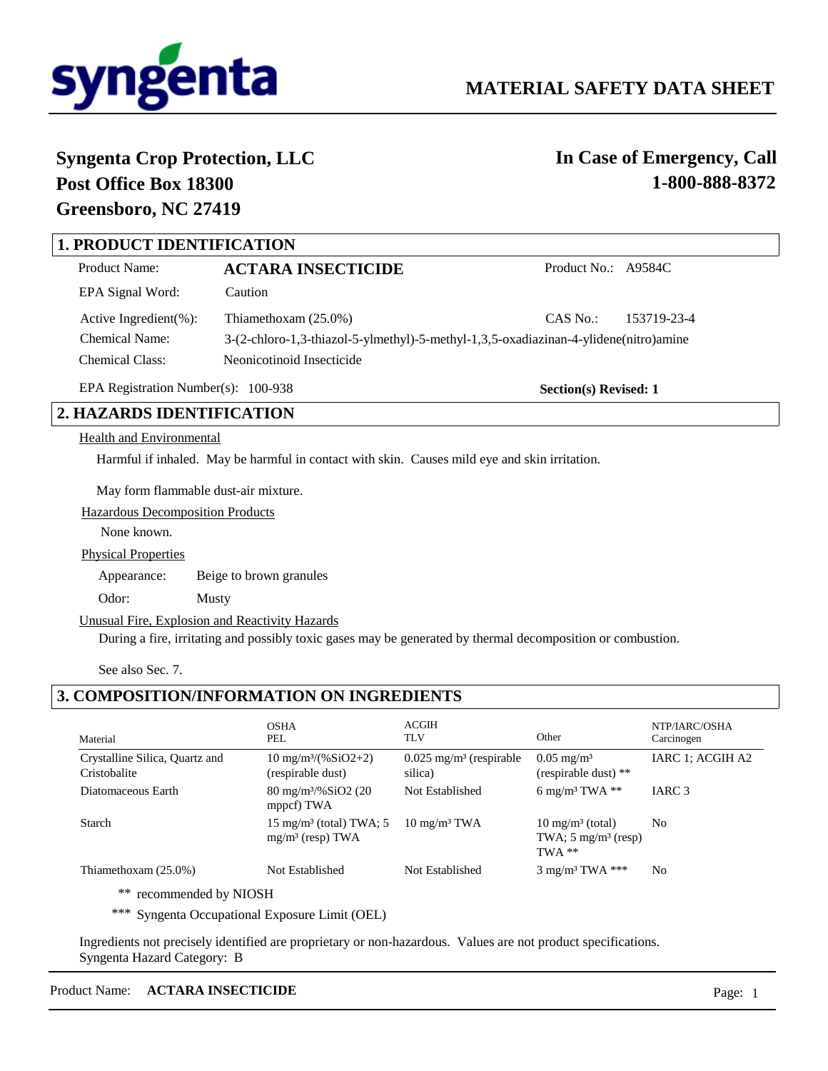syngenta

# MATERIAL SAFETY DATA SHEET

**Syngenta Crop Protection, LLC**
**Post Office Box 18300**
**Greensboro, NC 27419**

**In Case of Emergency, Call**
**1-800-888-8372**

## 1. PRODUCT IDENTIFICATION

Product Name: **ACTARA INSECTICIDE** Product No.: A9584C

EPA Signal Word: Caution

Active Ingredient(%): Thiamethoxam (25.0%) CAS No.: 153719-23-4

Chemical Name: 3-(2-chloro-1,3-thiazol-5-ylmethyl)-5-methyl-1,3,5-oxadiazinan-4-ylidene(nitro)amine

Chemical Class: Neonicotinoid Insecticide

EPA Registration Number(s): 100-938 **Section(s) Revised: 1**

## 2. HAZARDS IDENTIFICATION

Health and Environmental

Harmful if inhaled. May be harmful in contact with skin. Causes mild eye and skin irritation.

May form flammable dust-air mixture.

Hazardous Decomposition Products

None known.

Physical Properties

Appearance: Beige to brown granules

Odor: Musty

Unusual Fire, Explosion and Reactivity Hazards

During a fire, irritating and possibly toxic gases may be generated by thermal decomposition or combustion.

See also Sec. 7.

## 3. COMPOSITION/INFORMATION ON INGREDIENTS

| Material | OSHA PEL | ACGIH TLV | Other | NTP/IARC/OSHA Carcinogen |
|---|---|---|---|---|
| Crystalline Silica, Quartz and Cristobalite | 10 mg/m³/(%SiO2+2) (respirable dust) | 0.025 mg/m³ (respirable silica) | 0.05 mg/m³ (respirable dust) ** | IARC 1; ACGIH A2 |
| Diatomaceous Earth | 80 mg/m³/%SiO2 (20 mppcf) TWA | Not Established | 6 mg/m³ TWA ** | IARC 3 |
| Starch | 15 mg/m³ (total) TWA; 5 mg/m³ (resp) TWA | 10 mg/m³ TWA | 10 mg/m³ (total) TWA; 5 mg/m³ (resp) TWA ** | No |
| Thiamethoxam (25.0%) | Not Established | Not Established | 3 mg/m³ TWA *** | No |

** recommended by NIOSH

*** Syngenta Occupational Exposure Limit (OEL)

Ingredients not precisely identified are proprietary or non-hazardous. Values are not product specifications.
Syngenta Hazard Category: B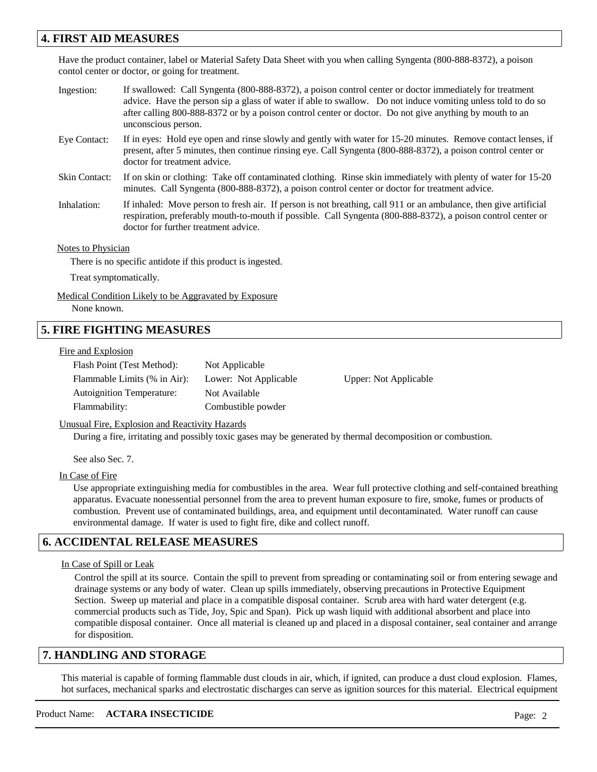## 4. FIRST AID MEASURES

Have the product container, label or Material Safety Data Sheet with you when calling Syngenta (800-888-8372), a poison contol center or doctor, or going for treatment.

Ingestion: If swallowed: Call Syngenta (800-888-8372), a poison control center or doctor immediately for treatment advice. Have the person sip a glass of water if able to swallow. Do not induce vomiting unless told to do so after calling 800-888-8372 or by a poison control center or doctor. Do not give anything by mouth to an unconscious person.

Eye Contact: If in eyes: Hold eye open and rinse slowly and gently with water for 15-20 minutes. Remove contact lenses, if present, after 5 minutes, then continue rinsing eye. Call Syngenta (800-888-8372), a poison control center or doctor for treatment advice.

Skin Contact: If on skin or clothing: Take off contaminated clothing. Rinse skin immediately with plenty of water for 15-20 minutes. Call Syngenta (800-888-8372), a poison control center or doctor for treatment advice.

Inhalation: If inhaled: Move person to fresh air. If person is not breathing, call 911 or an ambulance, then give artificial respiration, preferably mouth-to-mouth if possible. Call Syngenta (800-888-8372), a poison control center or doctor for further treatment advice.

Notes to Physician

There is no specific antidote if this product is ingested.

Treat symptomatically.

Medical Condition Likely to be Aggravated by Exposure

None known.

## 5. FIRE FIGHTING MEASURES

Fire and Explosion

| | | |
|---|---|---|
| Flash Point (Test Method): | Not Applicable | |
| Flammable Limits (% in Air): | Lower: Not Applicable | Upper: Not Applicable |
| Autoignition Temperature: | Not Available | |
| Flammability: | Combustible powder | |

Unusual Fire, Explosion and Reactivity Hazards

During a fire, irritating and possibly toxic gases may be generated by thermal decomposition or combustion.

See also Sec. 7.

In Case of Fire

Use appropriate extinguishing media for combustibles in the area. Wear full protective clothing and self-contained breathing apparatus. Evacuate nonessential personnel from the area to prevent human exposure to fire, smoke, fumes or products of combustion. Prevent use of contaminated buildings, area, and equipment until decontaminated. Water runoff can cause environmental damage. If water is used to fight fire, dike and collect runoff.

## 6. ACCIDENTAL RELEASE MEASURES

In Case of Spill or Leak

Control the spill at its source. Contain the spill to prevent from spreading or contaminating soil or from entering sewage and drainage systems or any body of water. Clean up spills immediately, observing precautions in Protective Equipment Section. Sweep up material and place in a compatible disposal container. Scrub area with hard water detergent (e.g. commercial products such as Tide, Joy, Spic and Span). Pick up wash liquid with additional absorbent and place into compatible disposal container. Once all material is cleaned up and placed in a disposal container, seal container and arrange for disposition.

## 7. HANDLING AND STORAGE

This material is capable of forming flammable dust clouds in air, which, if ignited, can produce a dust cloud explosion. Flames, hot surfaces, mechanical sparks and electrostatic discharges can serve as ignition sources for this material. Electrical equipment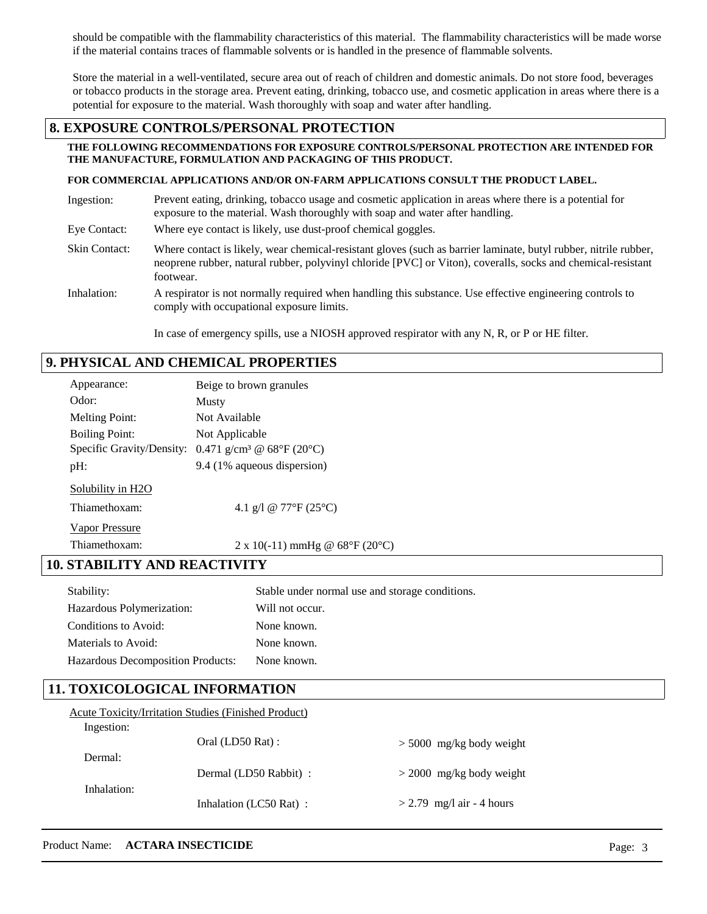should be compatible with the flammability characteristics of this material. The flammability characteristics will be made worse if the material contains traces of flammable solvents or is handled in the presence of flammable solvents.

Store the material in a well-ventilated, secure area out of reach of children and domestic animals. Do not store food, beverages or tobacco products in the storage area. Prevent eating, drinking, tobacco use, and cosmetic application in areas where there is a potential for exposure to the material. Wash thoroughly with soap and water after handling.

## 8. EXPOSURE CONTROLS/PERSONAL PROTECTION

**THE FOLLOWING RECOMMENDATIONS FOR EXPOSURE CONTROLS/PERSONAL PROTECTION ARE INTENDED FOR THE MANUFACTURE, FORMULATION AND PACKAGING OF THIS PRODUCT.**

**FOR COMMERCIAL APPLICATIONS AND/OR ON-FARM APPLICATIONS CONSULT THE PRODUCT LABEL.**

Ingestion: Prevent eating, drinking, tobacco usage and cosmetic application in areas where there is a potential for exposure to the material. Wash thoroughly with soap and water after handling.

Eye Contact: Where eye contact is likely, use dust-proof chemical goggles.

Skin Contact: Where contact is likely, wear chemical-resistant gloves (such as barrier laminate, butyl rubber, nitrile rubber, neoprene rubber, natural rubber, polyvinyl chloride [PVC] or Viton), coveralls, socks and chemical-resistant footwear.

Inhalation: A respirator is not normally required when handling this substance. Use effective engineering controls to comply with occupational exposure limits.

In case of emergency spills, use a NIOSH approved respirator with any N, R, or P or HE filter.

## 9. PHYSICAL AND CHEMICAL PROPERTIES

Appearance: Beige to brown granules

Odor: Musty

Melting Point: Not Available

Boiling Point: Not Applicable

Specific Gravity/Density: 0.471 g/cm³ @ 68°F (20°C)

pH: 9.4 (1% aqueous dispersion)

Solubility in H2O

Thiamethoxam: 4.1 g/l @ 77°F (25°C)

Vapor Pressure

Thiamethoxam: 2 x 10(-11) mmHg @ 68°F (20°C)

## 10. STABILITY AND REACTIVITY

Stability: Stable under normal use and storage conditions.

Hazardous Polymerization: Will not occur.

Conditions to Avoid: None known.

Materials to Avoid: None known.

Hazardous Decomposition Products: None known.

## 11. TOXICOLOGICAL INFORMATION

Acute Toxicity/Irritation Studies (Finished Product)

Ingestion:

Oral (LD50 Rat) : > 5000 mg/kg body weight

Dermal:

Dermal (LD50 Rabbit) : > 2000 mg/kg body weight

Inhalation:

Inhalation (LC50 Rat) : > 2.79 mg/l air - 4 hours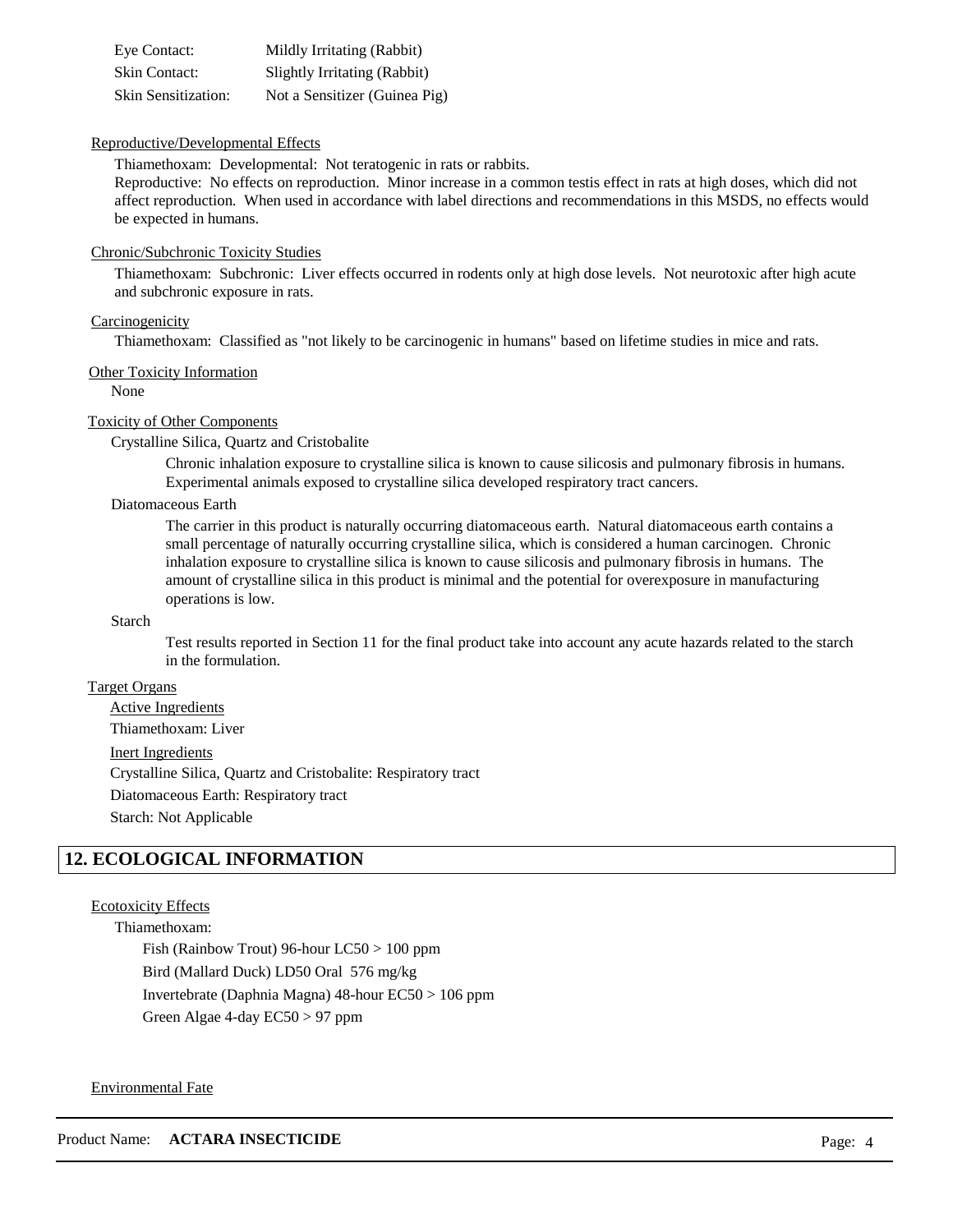| | |
|---|---|
| Eye Contact: | Mildly Irritating (Rabbit) |
| Skin Contact: | Slightly Irritating (Rabbit) |
| Skin Sensitization: | Not a Sensitizer (Guinea Pig) |

Reproductive/Developmental Effects

Thiamethoxam: Developmental: Not teratogenic in rats or rabbits.
Reproductive: No effects on reproduction. Minor increase in a common testis effect in rats at high doses, which did not affect reproduction. When used in accordance with label directions and recommendations in this MSDS, no effects would be expected in humans.

Chronic/Subchronic Toxicity Studies

Thiamethoxam: Subchronic: Liver effects occurred in rodents only at high dose levels. Not neurotoxic after high acute and subchronic exposure in rats.

Carcinogenicity

Thiamethoxam: Classified as "not likely to be carcinogenic in humans" based on lifetime studies in mice and rats.

Other Toxicity Information

None

Toxicity of Other Components

Crystalline Silica, Quartz and Cristobalite

Chronic inhalation exposure to crystalline silica is known to cause silicosis and pulmonary fibrosis in humans. Experimental animals exposed to crystalline silica developed respiratory tract cancers.

Diatomaceous Earth

The carrier in this product is naturally occurring diatomaceous earth. Natural diatomaceous earth contains a small percentage of naturally occurring crystalline silica, which is considered a human carcinogen. Chronic inhalation exposure to crystalline silica is known to cause silicosis and pulmonary fibrosis in humans. The amount of crystalline silica in this product is minimal and the potential for overexposure in manufacturing operations is low.

Starch

Test results reported in Section 11 for the final product take into account any acute hazards related to the starch in the formulation.

Target Organs

Active Ingredients

Thiamethoxam: Liver

Inert Ingredients

Crystalline Silica, Quartz and Cristobalite: Respiratory tract

Diatomaceous Earth: Respiratory tract

Starch: Not Applicable

## 12. ECOLOGICAL INFORMATION

Ecotoxicity Effects

Thiamethoxam:

Fish (Rainbow Trout) 96-hour LC50 > 100 ppm

Bird (Mallard Duck) LD50 Oral 576 mg/kg

Invertebrate (Daphnia Magna) 48-hour EC50 > 106 ppm

Green Algae 4-day EC50 > 97 ppm

Environmental Fate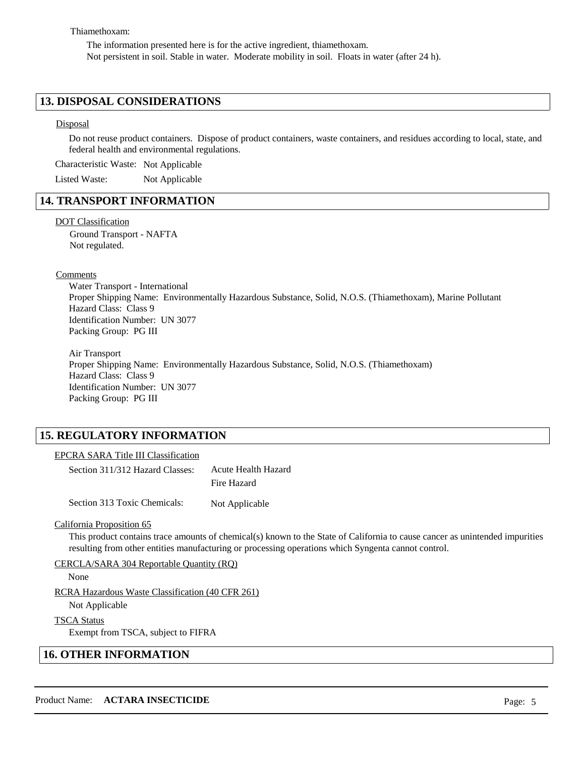Thiamethoxam:

The information presented here is for the active ingredient, thiamethoxam.
Not persistent in soil. Stable in water. Moderate mobility in soil. Floats in water (after 24 h).

## 13. DISPOSAL CONSIDERATIONS

Disposal

Do not reuse product containers. Dispose of product containers, waste containers, and residues according to local, state, and federal health and environmental regulations.

Characteristic Waste: Not Applicable

Listed Waste: Not Applicable

## 14. TRANSPORT INFORMATION

DOT Classification

Ground Transport - NAFTA
Not regulated.

Comments

Water Transport - International
Proper Shipping Name: Environmentally Hazardous Substance, Solid, N.O.S. (Thiamethoxam), Marine Pollutant
Hazard Class: Class 9
Identification Number: UN 3077
Packing Group: PG III

Air Transport
Proper Shipping Name: Environmentally Hazardous Substance, Solid, N.O.S. (Thiamethoxam)
Hazard Class: Class 9
Identification Number: UN 3077
Packing Group: PG III

## 15. REGULATORY INFORMATION

EPCRA SARA Title III Classification

Section 311/312 Hazard Classes: Acute Health Hazard
Fire Hazard

Section 313 Toxic Chemicals: Not Applicable

California Proposition 65

This product contains trace amounts of chemical(s) known to the State of California to cause cancer as unintended impurities resulting from other entities manufacturing or processing operations which Syngenta cannot control.

CERCLA/SARA 304 Reportable Quantity (RQ)

None

RCRA Hazardous Waste Classification (40 CFR 261)

Not Applicable

TSCA Status

Exempt from TSCA, subject to FIFRA

## 16. OTHER INFORMATION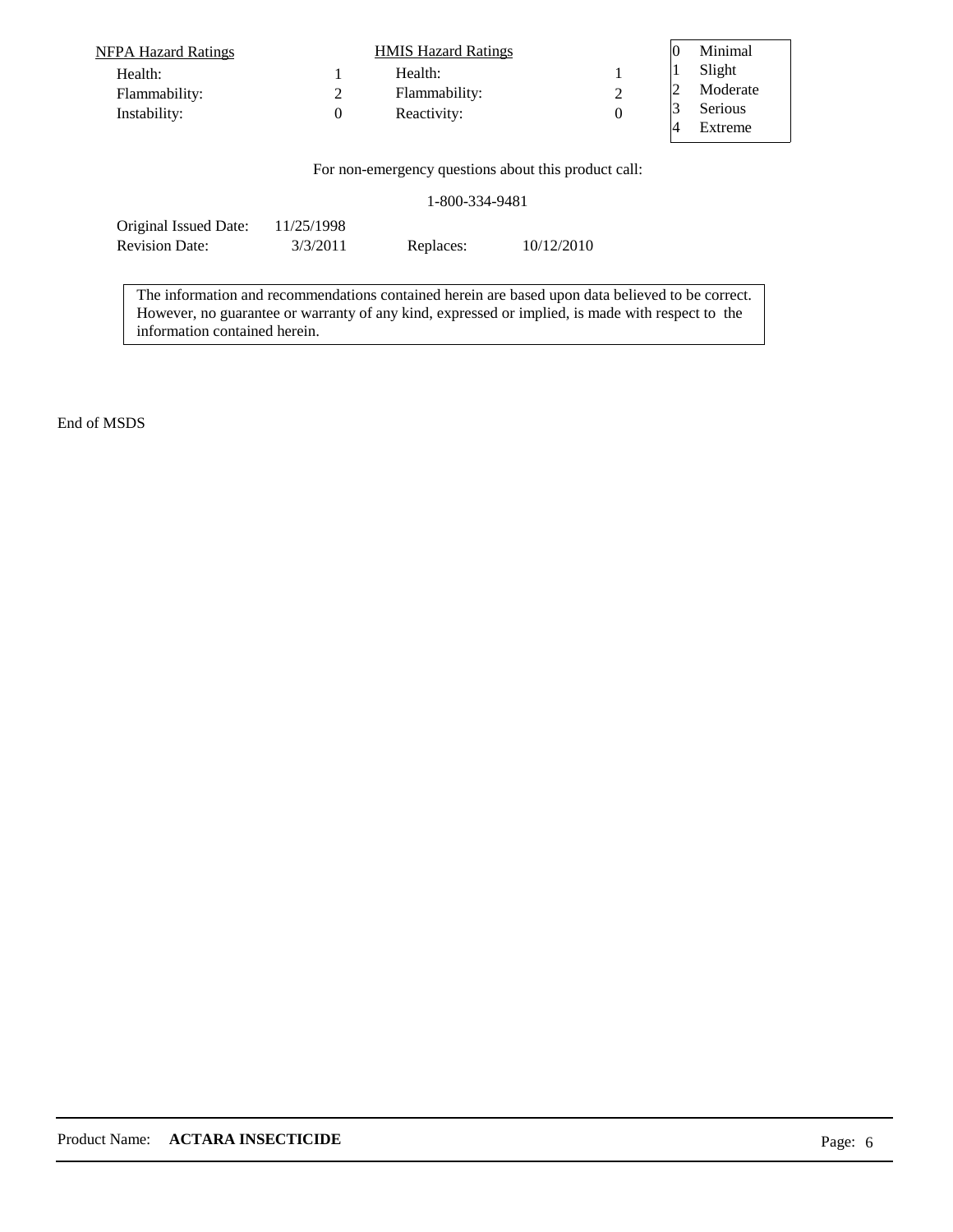| NFPA Hazard Ratings | | HMIS Hazard Ratings | | | |
|---|---|---|---|---|---|
| Health: | 1 | Health: | 1 | 0 | Minimal |
| Flammability: | 2 | Flammability: | 2 | 1 | Slight |
| Instability: | 0 | Reactivity: | 0 | 2 | Moderate |
| | | | | 3 | Serious |
| | | | | 4 | Extreme |

For non-emergency questions about this product call:

1-800-334-9481

| | | | |
|---|---|---|---|
| Original Issued Date: | 11/25/1998 | | |
| Revision Date: | 3/3/2011 | Replaces: | 10/12/2010 |

The information and recommendations contained herein are based upon data believed to be correct. However, no guarantee or warranty of any kind, expressed or implied, is made with respect to the information contained herein.

End of MSDS